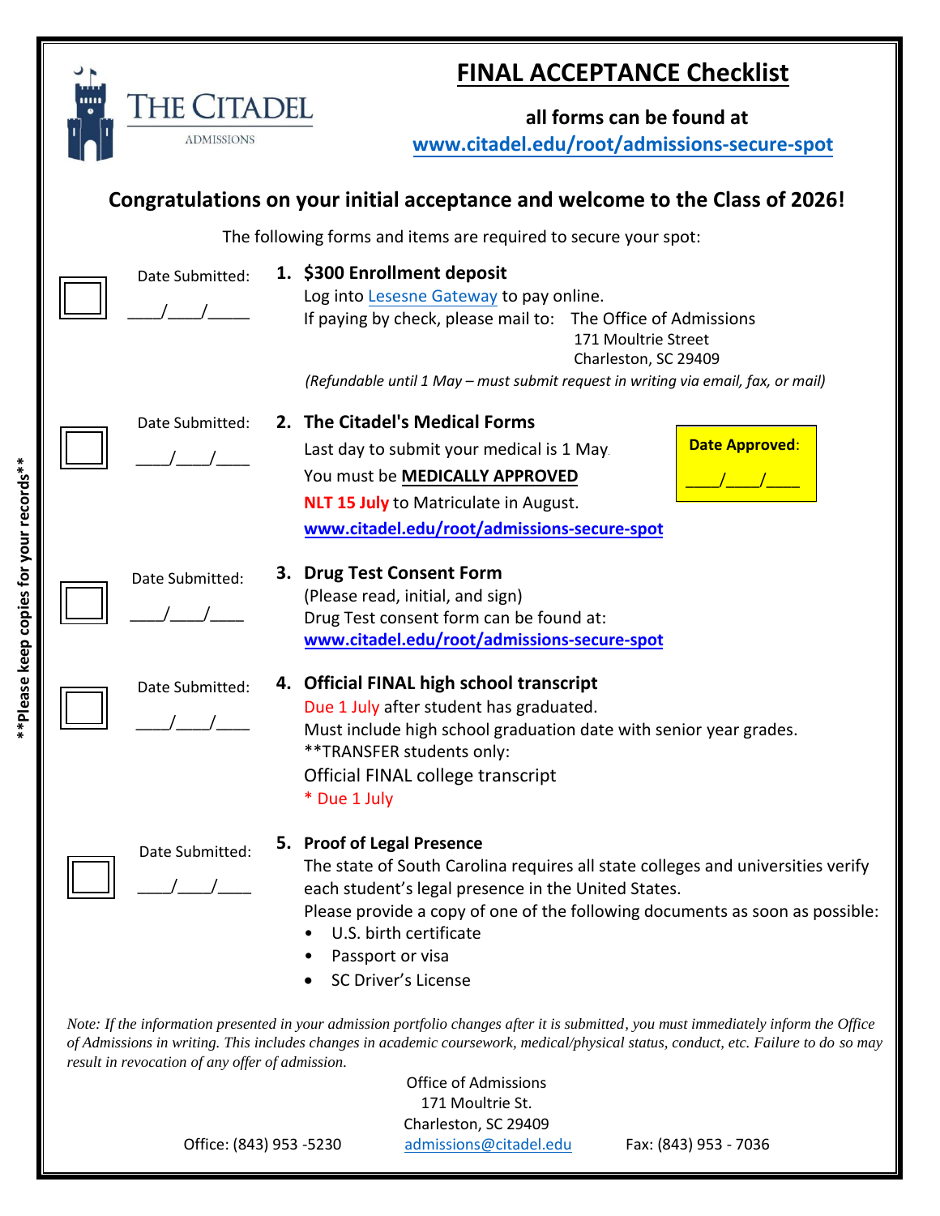THE CITADEL

ADMISSIONS

# FINAL ACCEPTANCE Checklist

**all forms can be found at**
**www.citadel.edu/root/admissions-secure-spot**

## Congratulations on your initial acceptance and welcome to the Class of 2026!

The following forms and items are required to secure your spot:

☐ Date Submitted: ____/____/_____

**1. $300 Enrollment deposit**

Log into Lesesne Gateway to pay online.

If paying by check, please mail to: The Office of Admissions
171 Moultrie Street
Charleston, SC 29409

*(Refundable until 1 May – must submit request in writing via email, fax, or mail)*

☐ Date Submitted: ____/____/____

**2. The Citadel's Medical Forms**

Last day to submit your medical is 1 May.

You must be **MEDICALLY APPROVED**

**NLT 15 July** to Matriculate in August.

**www.citadel.edu/root/admissions-secure-spot**

**Date Approved**: ____/____/____

☐ Date Submitted: ____/____/____

**3. Drug Test Consent Form**

(Please read, initial, and sign)

Drug Test consent form can be found at:

**www.citadel.edu/root/admissions-secure-spot**

☐ Date Submitted: ____/____/____

**4. Official FINAL high school transcript**

Due 1 July after student has graduated.

Must include high school graduation date with senior year grades.

**TRANSFER students only:

Official FINAL college transcript

* Due 1 July

☐ Date Submitted: ____/____/____

**5. Proof of Legal Presence**

The state of South Carolina requires all state colleges and universities verify each student's legal presence in the United States.

Please provide a copy of one of the following documents as soon as possible:

- U.S. birth certificate
- Passport or visa
- SC Driver's License

*Note: If the information presented in your admission portfolio changes after it is submitted, you must immediately inform the Office of Admissions in writing. This includes changes in academic coursework, medical/physical status, conduct, etc. Failure to do so may result in revocation of any offer of admission.*

Office of Admissions
171 Moultrie St.
Charleston, SC 29409
admissions@citadel.edu

Office: (843) 953 -5230

Fax: (843) 953 - 7036

**Please keep copies for your records**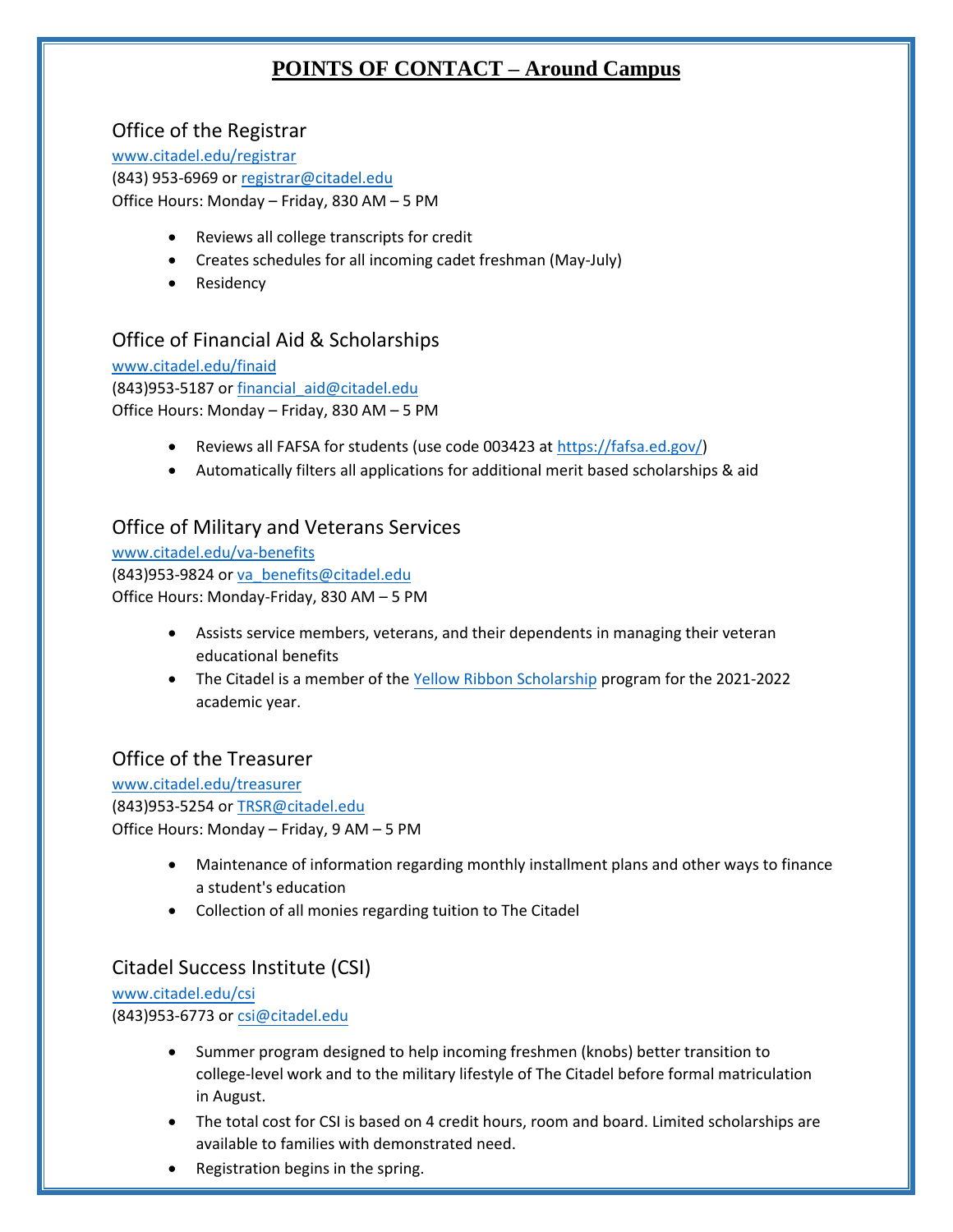# POINTS OF CONTACT – Around Campus

## Office of the Registrar

www.citadel.edu/registrar
(843) 953-6969 or registrar@citadel.edu
Office Hours: Monday – Friday, 830 AM – 5 PM

- Reviews all college transcripts for credit
- Creates schedules for all incoming cadet freshman (May-July)
- Residency

## Office of Financial Aid & Scholarships

www.citadel.edu/finaid
(843)953-5187 or financial_aid@citadel.edu
Office Hours: Monday – Friday, 830 AM – 5 PM

- Reviews all FAFSA for students (use code 003423 at https://fafsa.ed.gov/)
- Automatically filters all applications for additional merit based scholarships & aid

## Office of Military and Veterans Services

www.citadel.edu/va-benefits
(843)953-9824 or va_benefits@citadel.edu
Office Hours: Monday-Friday, 830 AM – 5 PM

- Assists service members, veterans, and their dependents in managing their veteran educational benefits
- The Citadel is a member of the Yellow Ribbon Scholarship program for the 2021-2022 academic year.

## Office of the Treasurer

www.citadel.edu/treasurer
(843)953-5254 or TRSR@citadel.edu
Office Hours: Monday – Friday, 9 AM – 5 PM

- Maintenance of information regarding monthly installment plans and other ways to finance a student's education
- Collection of all monies regarding tuition to The Citadel

## Citadel Success Institute (CSI)

www.citadel.edu/csi
(843)953-6773 or csi@citadel.edu

- Summer program designed to help incoming freshmen (knobs) better transition to college-level work and to the military lifestyle of The Citadel before formal matriculation in August.
- The total cost for CSI is based on 4 credit hours, room and board. Limited scholarships are available to families with demonstrated need.
- Registration begins in the spring.